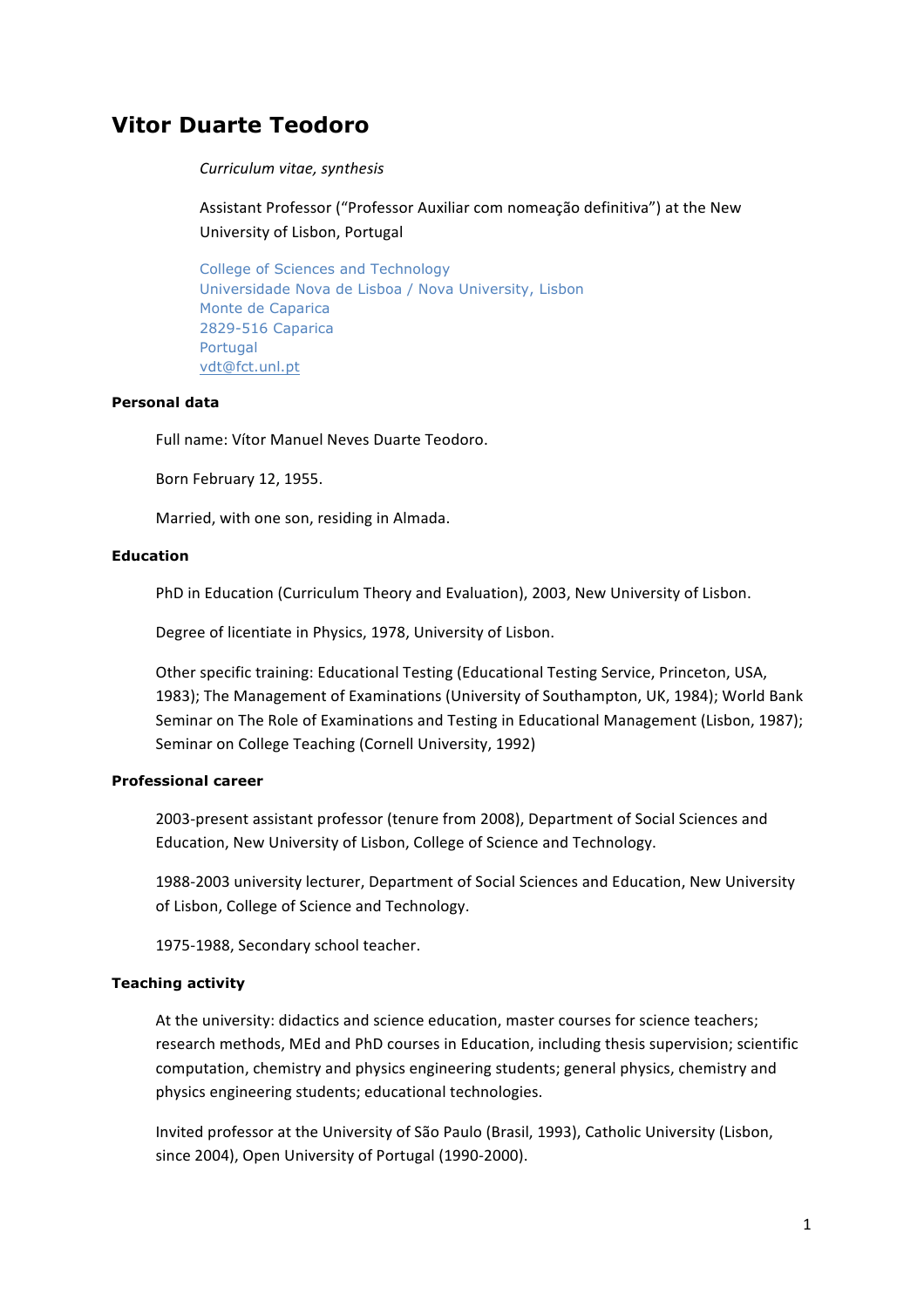# Vitor Duarte Teodoro

*Curriculum vitae, synthesis*

Assistant Professor ("Professor Auxiliar com nomeação definitiva") at the New University of Lisbon, Portugal

College of Sciences and Technology
Universidade Nova de Lisboa / Nova University, Lisbon
Monte de Caparica
2829-516 Caparica
Portugal
vdt@fct.unl.pt

## Personal data

Full name: Vítor Manuel Neves Duarte Teodoro.

Born February 12, 1955.

Married, with one son, residing in Almada.

## Education

PhD in Education (Curriculum Theory and Evaluation), 2003, New University of Lisbon.

Degree of licentiate in Physics, 1978, University of Lisbon.

Other specific training: Educational Testing (Educational Testing Service, Princeton, USA, 1983); The Management of Examinations (University of Southampton, UK, 1984); World Bank Seminar on The Role of Examinations and Testing in Educational Management (Lisbon, 1987); Seminar on College Teaching (Cornell University, 1992)

## Professional career

2003-present assistant professor (tenure from 2008), Department of Social Sciences and Education, New University of Lisbon, College of Science and Technology.

1988-2003 university lecturer, Department of Social Sciences and Education, New University of Lisbon, College of Science and Technology.

1975-1988, Secondary school teacher.

## Teaching activity

At the university: didactics and science education, master courses for science teachers; research methods, MEd and PhD courses in Education, including thesis supervision; scientific computation, chemistry and physics engineering students; general physics, chemistry and physics engineering students; educational technologies.

Invited professor at the University of São Paulo (Brasil, 1993), Catholic University (Lisbon, since 2004), Open University of Portugal (1990-2000).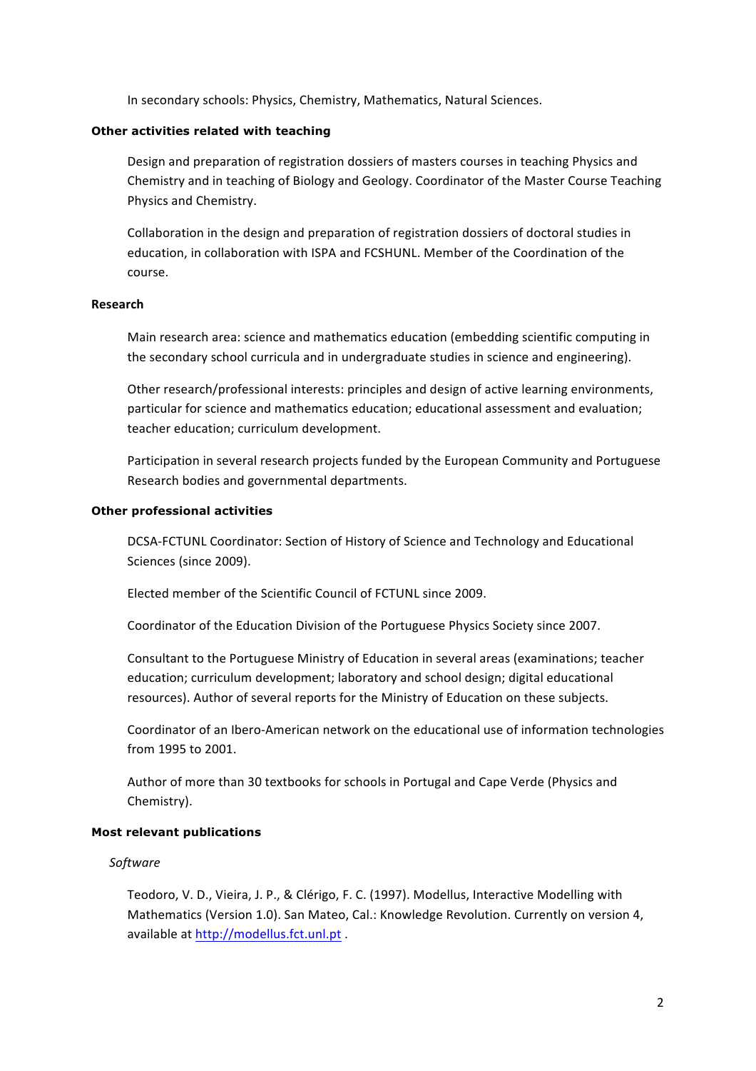In secondary schools: Physics, Chemistry, Mathematics, Natural Sciences.

**Other activities related with teaching**

Design and preparation of registration dossiers of masters courses in teaching Physics and Chemistry and in teaching of Biology and Geology. Coordinator of the Master Course Teaching Physics and Chemistry.

Collaboration in the design and preparation of registration dossiers of doctoral studies in education, in collaboration with ISPA and FCSHUNL. Member of the Coordination of the course.

**Research**

Main research area: science and mathematics education (embedding scientific computing in the secondary school curricula and in undergraduate studies in science and engineering).

Other research/professional interests: principles and design of active learning environments, particular for science and mathematics education; educational assessment and evaluation; teacher education; curriculum development.

Participation in several research projects funded by the European Community and Portuguese Research bodies and governmental departments.

**Other professional activities**

DCSA-FCTUNL Coordinator: Section of History of Science and Technology and Educational Sciences (since 2009).

Elected member of the Scientific Council of FCTUNL since 2009.

Coordinator of the Education Division of the Portuguese Physics Society since 2007.

Consultant to the Portuguese Ministry of Education in several areas (examinations; teacher education; curriculum development; laboratory and school design; digital educational resources). Author of several reports for the Ministry of Education on these subjects.

Coordinator of an Ibero-American network on the educational use of information technologies from 1995 to 2001.

Author of more than 30 textbooks for schools in Portugal and Cape Verde (Physics and Chemistry).

**Most relevant publications**

*Software*

Teodoro, V. D., Vieira, J. P., & Clérigo, F. C. (1997). Modellus, Interactive Modelling with Mathematics (Version 1.0). San Mateo, Cal.: Knowledge Revolution. Currently on version 4, available at http://modellus.fct.unl.pt .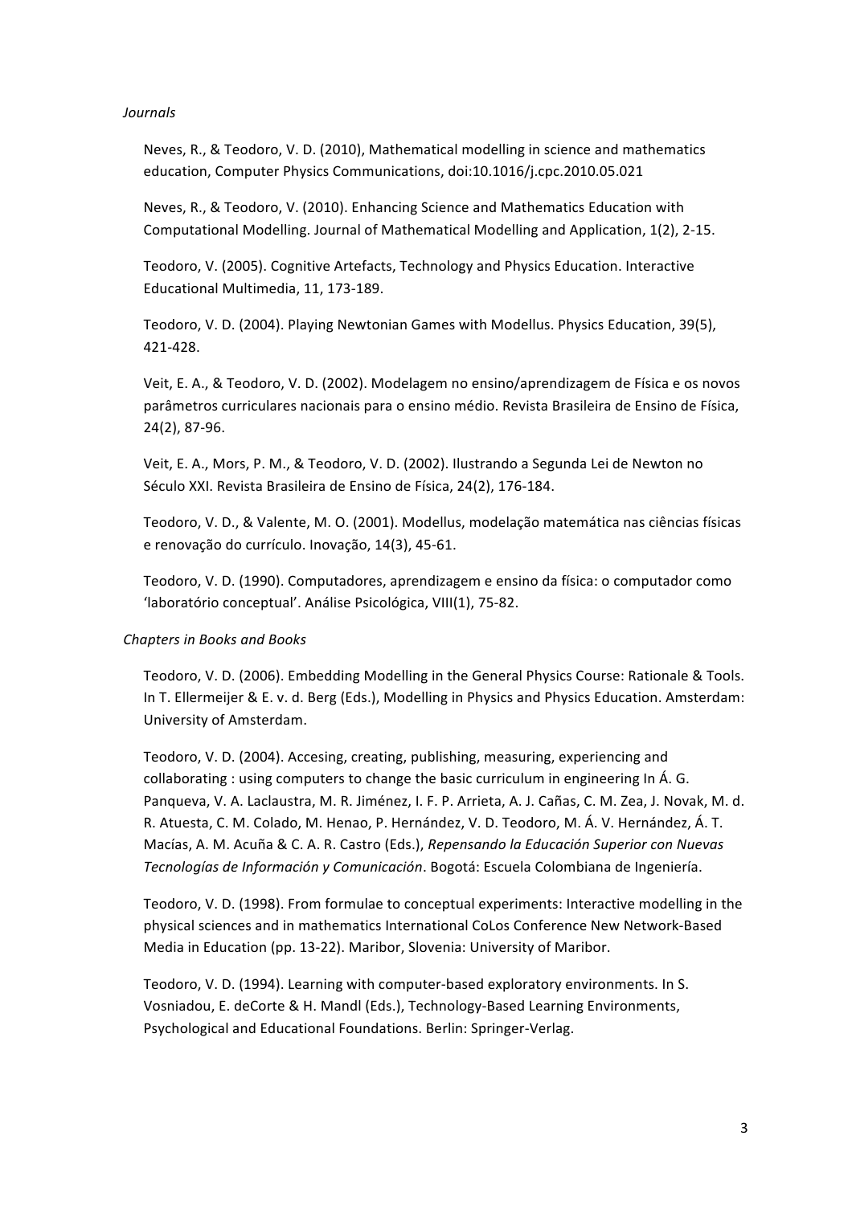*Journals*

Neves, R., & Teodoro, V. D. (2010), Mathematical modelling in science and mathematics education, Computer Physics Communications, doi:10.1016/j.cpc.2010.05.021

Neves, R., & Teodoro, V. (2010). Enhancing Science and Mathematics Education with Computational Modelling. Journal of Mathematical Modelling and Application, 1(2), 2-15.

Teodoro, V. (2005). Cognitive Artefacts, Technology and Physics Education. Interactive Educational Multimedia, 11, 173-189.

Teodoro, V. D. (2004). Playing Newtonian Games with Modellus. Physics Education, 39(5), 421-428.

Veit, E. A., & Teodoro, V. D. (2002). Modelagem no ensino/aprendizagem de Física e os novos parâmetros curriculares nacionais para o ensino médio. Revista Brasileira de Ensino de Física, 24(2), 87-96.

Veit, E. A., Mors, P. M., & Teodoro, V. D. (2002). Ilustrando a Segunda Lei de Newton no Século XXI. Revista Brasileira de Ensino de Física, 24(2), 176-184.

Teodoro, V. D., & Valente, M. O. (2001). Modellus, modelação matemática nas ciências físicas e renovação do currículo. Inovação, 14(3), 45-61.

Teodoro, V. D. (1990). Computadores, aprendizagem e ensino da física: o computador como 'laboratório conceptual'. Análise Psicológica, VIII(1), 75-82.

*Chapters in Books and Books*

Teodoro, V. D. (2006). Embedding Modelling in the General Physics Course: Rationale & Tools. In T. Ellermeijer & E. v. d. Berg (Eds.), Modelling in Physics and Physics Education. Amsterdam: University of Amsterdam.

Teodoro, V. D. (2004). Accesing, creating, publishing, measuring, experiencing and collaborating : using computers to change the basic curriculum in engineering In Á. G. Panqueva, V. A. Laclaustra, M. R. Jiménez, I. F. P. Arrieta, A. J. Cañas, C. M. Zea, J. Novak, M. d. R. Atuesta, C. M. Colado, M. Henao, P. Hernández, V. D. Teodoro, M. Á. V. Hernández, Á. T. Macías, A. M. Acuña & C. A. R. Castro (Eds.), *Repensando la Educación Superior con Nuevas Tecnologías de Información y Comunicación*. Bogotá: Escuela Colombiana de Ingeniería.

Teodoro, V. D. (1998). From formulae to conceptual experiments: Interactive modelling in the physical sciences and in mathematics International CoLos Conference New Network-Based Media in Education (pp. 13-22). Maribor, Slovenia: University of Maribor.

Teodoro, V. D. (1994). Learning with computer-based exploratory environments. In S. Vosniadou, E. deCorte & H. Mandl (Eds.), Technology-Based Learning Environments, Psychological and Educational Foundations. Berlin: Springer-Verlag.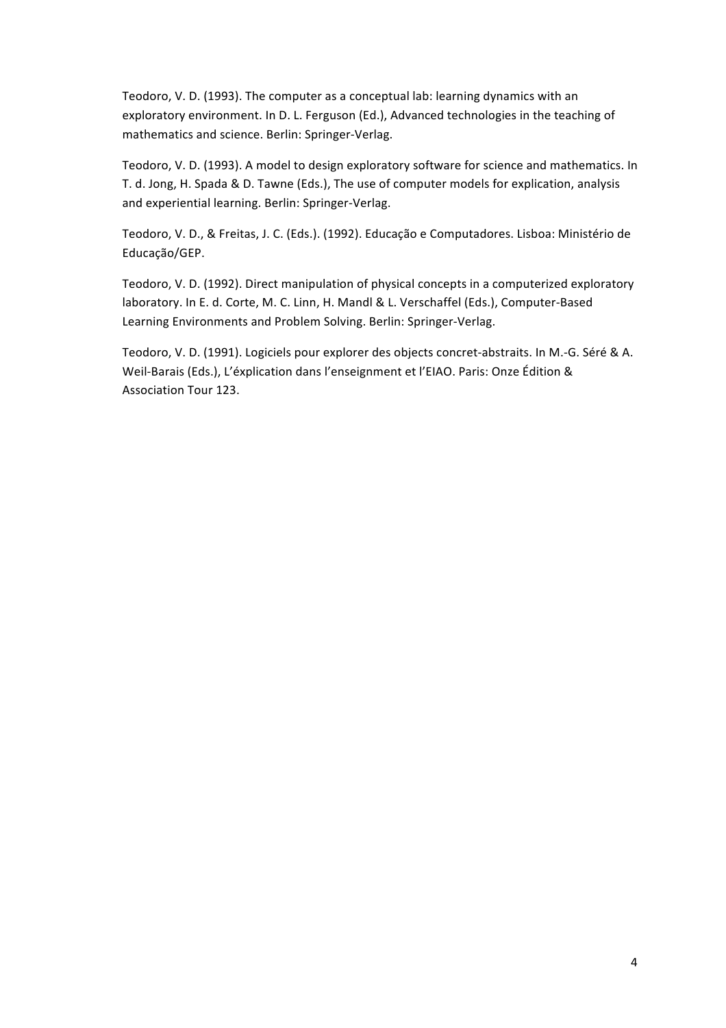Teodoro, V. D. (1993). The computer as a conceptual lab: learning dynamics with an exploratory environment. In D. L. Ferguson (Ed.), Advanced technologies in the teaching of mathematics and science. Berlin: Springer-Verlag.

Teodoro, V. D. (1993). A model to design exploratory software for science and mathematics. In T. d. Jong, H. Spada & D. Tawne (Eds.), The use of computer models for explication, analysis and experiential learning. Berlin: Springer-Verlag.

Teodoro, V. D., & Freitas, J. C. (Eds.). (1992). Educação e Computadores. Lisboa: Ministério de Educação/GEP.

Teodoro, V. D. (1992). Direct manipulation of physical concepts in a computerized exploratory laboratory. In E. d. Corte, M. C. Linn, H. Mandl & L. Verschaffel (Eds.), Computer-Based Learning Environments and Problem Solving. Berlin: Springer-Verlag.

Teodoro, V. D. (1991). Logiciels pour explorer des objects concret-abstraits. In M.-G. Séré & A. Weil-Barais (Eds.), L'éxplication dans l'enseignment et l'EIAO. Paris: Onze Édition & Association Tour 123.